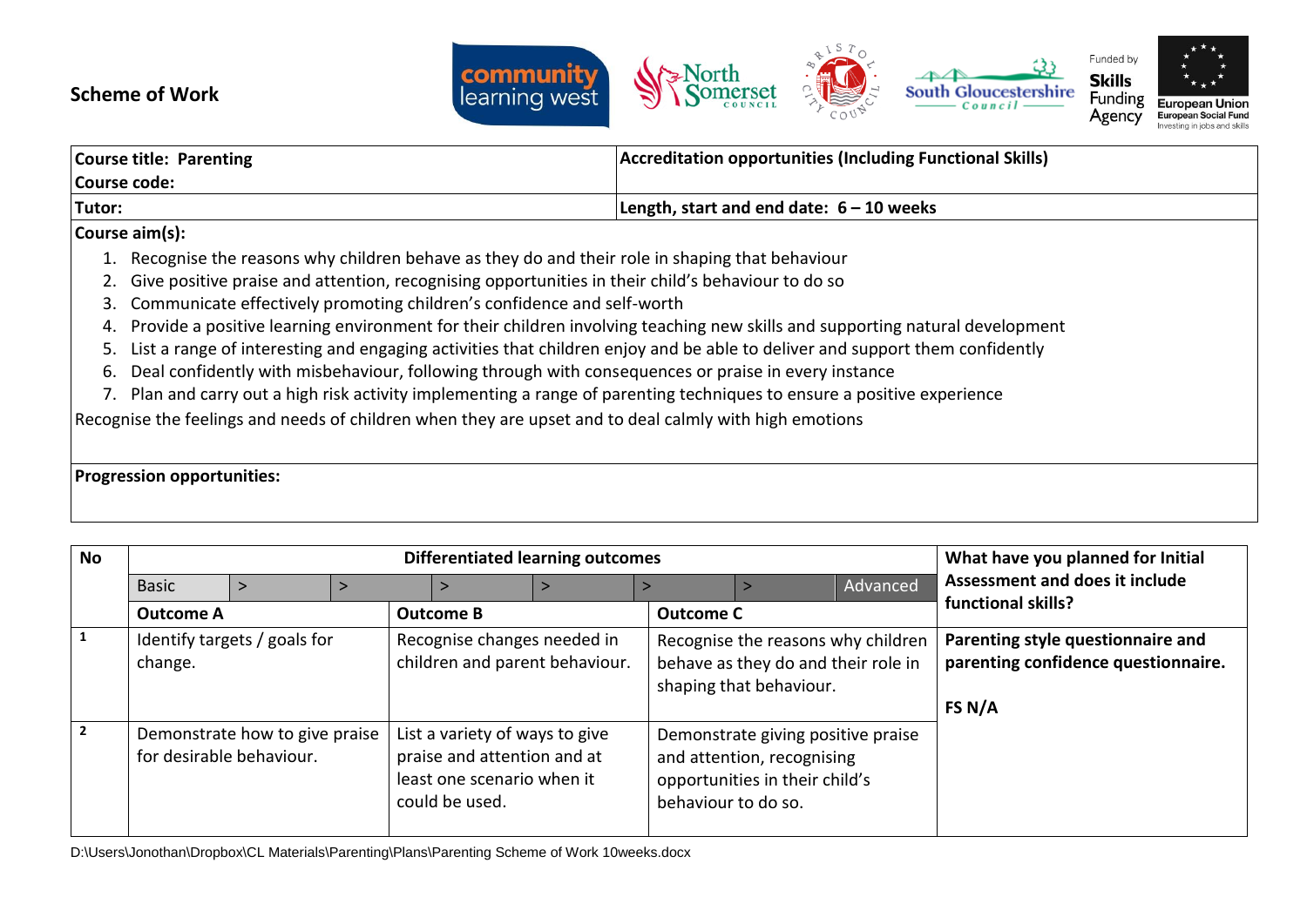**Scheme of Work**

| Course title: Parenting<br>Course code: | Accreditation opportunities (Including Functional Skills) |
|---|---|
| Tutor: | Length, start and end date: 6 – 10 weeks |

**Course aim(s):**

1. Recognise the reasons why children behave as they do and their role in shaping that behaviour
2. Give positive praise and attention, recognising opportunities in their child's behaviour to do so
3. Communicate effectively promoting children's confidence and self-worth
4. Provide a positive learning environment for their children involving teaching new skills and supporting natural development
5. List a range of interesting and engaging activities that children enjoy and be able to deliver and support them confidently
6. Deal confidently with misbehaviour, following through with consequences or praise in every instance
7. Plan and carry out a high risk activity implementing a range of parenting techniques to ensure a positive experience

Recognise the feelings and needs of children when they are upset and to deal calmly with high emotions

**Progression opportunities:**

| No | Differentiated learning outcomes (Basic > > > > > > Advanced) | | | What have you planned for Initial Assessment and does it include functional skills? |
|---|---|---|---|---|
| | **Outcome A** | **Outcome B** | **Outcome C** | |
| 1 | Identify targets / goals for change. | Recognise changes needed in children and parent behaviour. | Recognise the reasons why children behave as they do and their role in shaping that behaviour. | **Parenting style questionnaire and parenting confidence questionnaire.**<br><br>**FS N/A** |
| 2 | Demonstrate how to give praise for desirable behaviour. | List a variety of ways to give praise and attention and at least one scenario when it could be used. | Demonstrate giving positive praise and attention, recognising opportunities in their child's behaviour to do so. | |

D:\Users\Jonothan\Dropbox\CL Materials\Parenting\Plans\Parenting Scheme of Work 10weeks.docx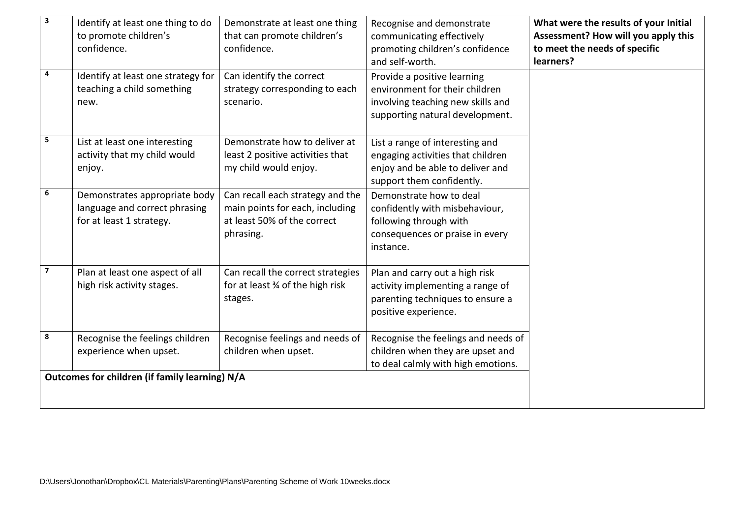| 3 | Identify at least one thing to do to promote children's confidence. | Demonstrate at least one thing that can promote children's confidence. | Recognise and demonstrate communicating effectively promoting children's confidence and self-worth. | **What were the results of your Initial Assessment? How will you apply this to meet the needs of specific learners?** |
|---|---|---|---|---|
| 4 | Identify at least one strategy for teaching a child something new. | Can identify the correct strategy corresponding to each scenario. | Provide a positive learning environment for their children involving teaching new skills and supporting natural development. | |
| 5 | List at least one interesting activity that my child would enjoy. | Demonstrate how to deliver at least 2 positive activities that my child would enjoy. | List a range of interesting and engaging activities that children enjoy and be able to deliver and support them confidently. | |
| 6 | Demonstrates appropriate body language and correct phrasing for at least 1 strategy. | Can recall each strategy and the main points for each, including at least 50% of the correct phrasing. | Demonstrate how to deal confidently with misbehaviour, following through with consequences or praise in every instance. | |
| 7 | Plan at least one aspect of all high risk activity stages. | Can recall the correct strategies for at least ¾ of the high risk stages. | Plan and carry out a high risk activity implementing a range of parenting techniques to ensure a positive experience. | |
| 8 | Recognise the feelings children experience when upset. | Recognise feelings and needs of children when upset. | Recognise the feelings and needs of children when they are upset and to deal calmly with high emotions. | |
| **Outcomes for children (if family learning) N/A** | | | | |

D:\Users\Jonothan\Dropbox\CL Materials\Parenting\Plans\Parenting Scheme of Work 10weeks.docx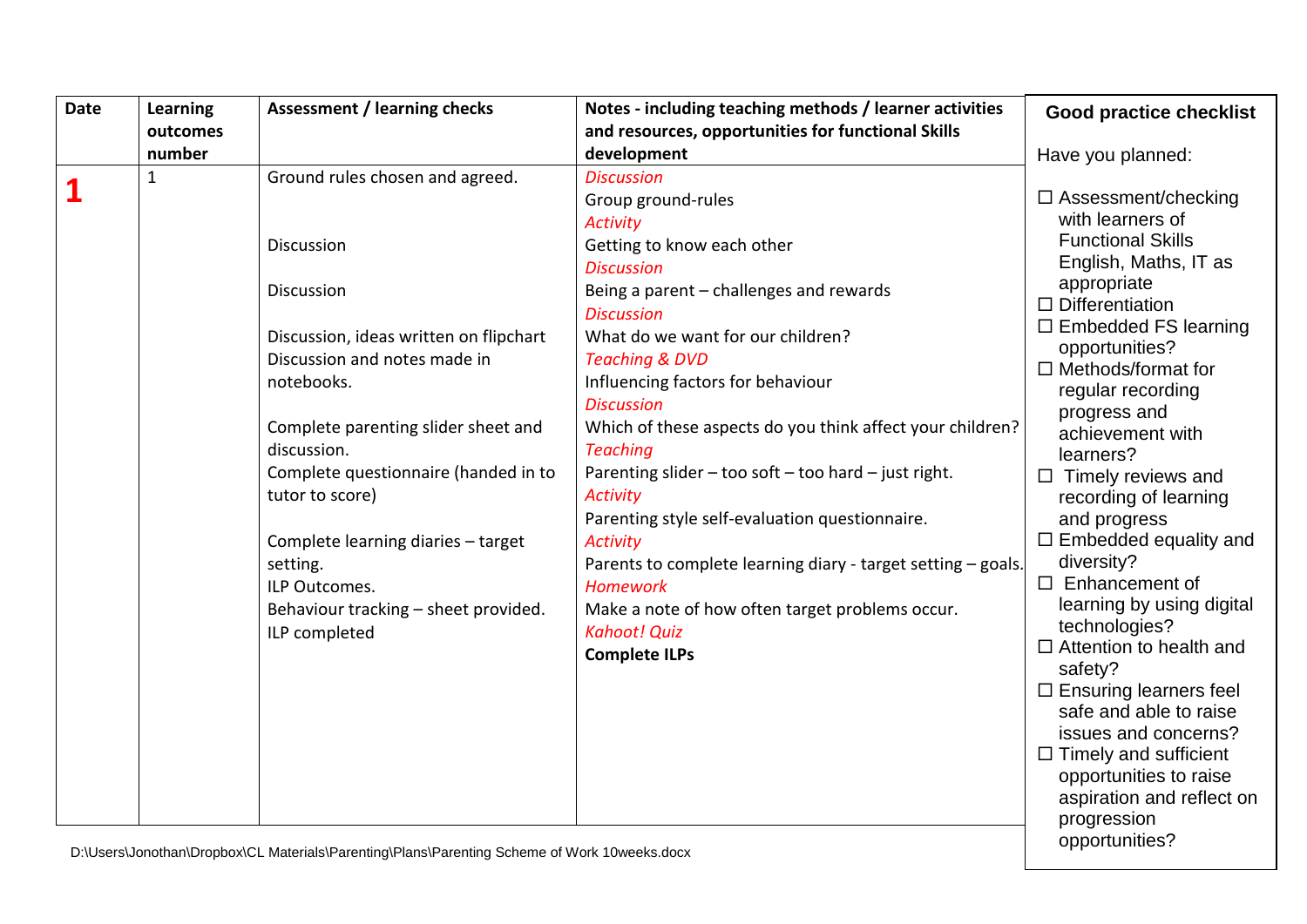| Date | Learning outcomes number | Assessment / learning checks | Notes - including teaching methods / learner activities and resources, opportunities for functional Skills development |
|---|---|---|---|
| **1** | 1 | Ground rules chosen and agreed. | *Discussion*<br>Group ground-rules |
| | | Discussion | *Activity*<br>Getting to know each other |
| | | Discussion | *Discussion*<br>Being a parent – challenges and rewards |
| | | Discussion, ideas written on flipchart | *Discussion*<br>What do we want for our children? |
| | | Discussion and notes made in notebooks. | *Teaching & DVD*<br>Influencing factors for behaviour |
| | | Complete parenting slider sheet and discussion. | *Discussion*<br>Which of these aspects do you think affect your children? |
| | | Complete questionnaire (handed in to tutor to score) | *Teaching*<br>Parenting slider – too soft – too hard – just right.<br>*Activity*<br>Parenting style self-evaluation questionnaire. |
| | | Complete learning diaries – target setting.<br>ILP Outcomes. | *Activity*<br>Parents to complete learning diary - target setting – goals. |
| | | Behaviour tracking – sheet provided. | *Homework*<br>Make a note of how often target problems occur. |
| | | ILP completed | *Kahoot! Quiz*<br>**Complete ILPs** |

**Good practice checklist**

Have you planned:

- ☐ Assessment/checking with learners of Functional Skills English, Maths, IT as appropriate
- ☐ Differentiation
- ☐ Embedded FS learning opportunities?
- ☐ Methods/format for regular recording progress and achievement with learners?
- ☐ Timely reviews and recording of learning and progress
- ☐ Embedded equality and diversity?
- ☐ Enhancement of learning by using digital technologies?
- ☐ Attention to health and safety?
- ☐ Ensuring learners feel safe and able to raise issues and concerns?
- ☐ Timely and sufficient opportunities to raise aspiration and reflect on progression opportunities?

D:\Users\Jonothan\Dropbox\CL Materials\Parenting\Plans\Parenting Scheme of Work 10weeks.docx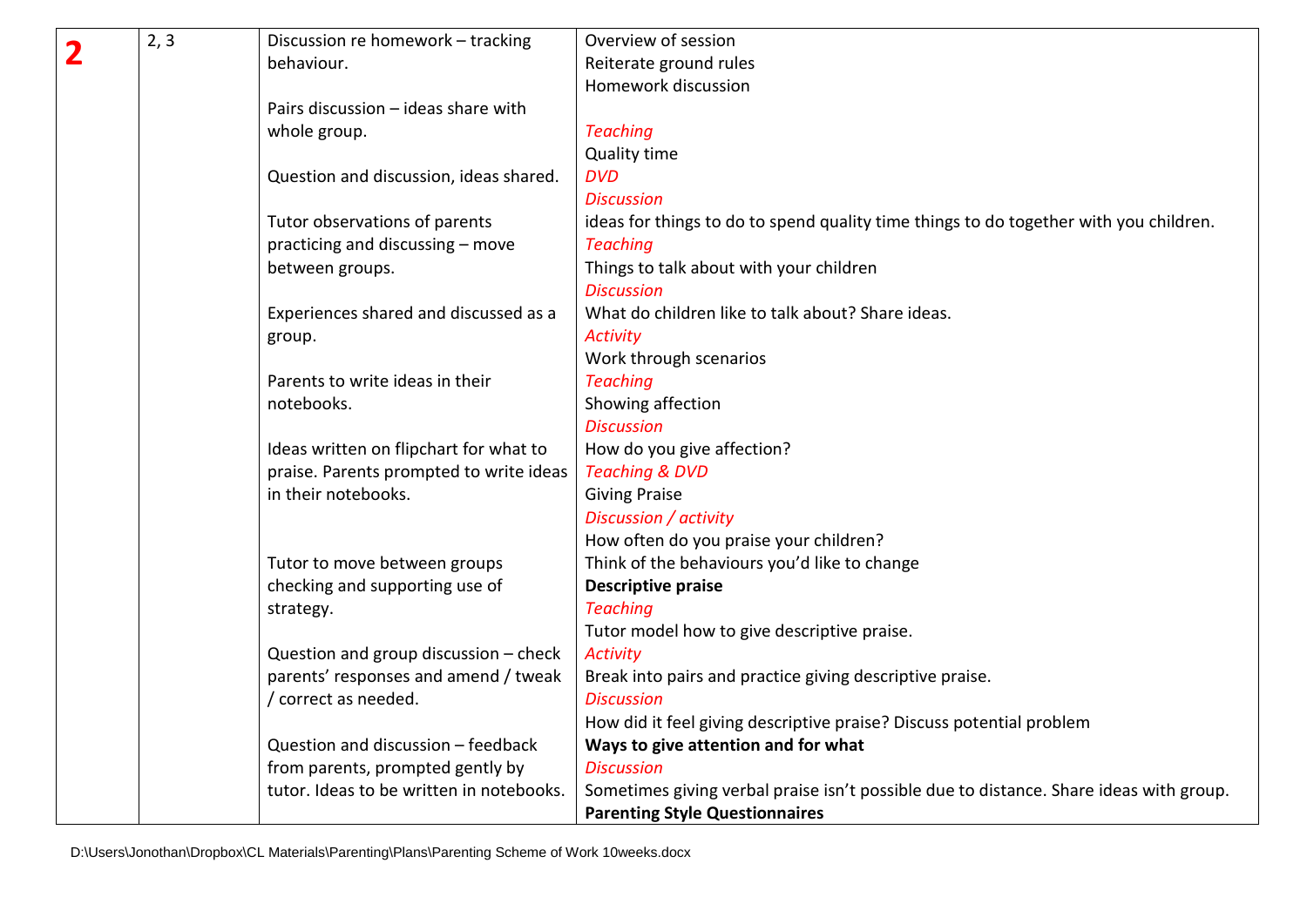| | | | |
|---|---|---|---|
| **2** | 2, 3 | Discussion re homework – tracking behaviour.<br><br>Pairs discussion – ideas share with whole group.<br><br>Question and discussion, ideas shared.<br><br>Tutor observations of parents practicing and discussing – move between groups.<br><br>Experiences shared and discussed as a group.<br><br>Parents to write ideas in their notebooks.<br><br>Ideas written on flipchart for what to praise. Parents prompted to write ideas in their notebooks.<br><br>Tutor to move between groups checking and supporting use of strategy.<br><br>Question and group discussion – check parents' responses and amend / tweak / correct as needed.<br><br>Question and discussion – feedback from parents, prompted gently by tutor. Ideas to be written in notebooks. | Overview of session<br>Reiterate ground rules<br>Homework discussion<br><br>*Teaching*<br>Quality time<br>*DVD*<br>*Discussion*<br>ideas for things to do to spend quality time things to do together with you children.<br>*Teaching*<br>Things to talk about with your children<br>*Discussion*<br>What do children like to talk about? Share ideas.<br>*Activity*<br>Work through scenarios<br>*Teaching*<br>Showing affection<br>*Discussion*<br>How do you give affection?<br>*Teaching & DVD*<br>Giving Praise<br>*Discussion / activity*<br>How often do you praise your children?<br>Think of the behaviours you'd like to change<br>**Descriptive praise**<br>*Teaching*<br>Tutor model how to give descriptive praise.<br>*Activity*<br>Break into pairs and practice giving descriptive praise.<br>*Discussion*<br>How did it feel giving descriptive praise? Discuss potential problem<br>**Ways to give attention and for what**<br>*Discussion*<br>Sometimes giving verbal praise isn't possible due to distance. Share ideas with group.<br>**Parenting Style Questionnaires** |

D:\Users\Jonothan\Dropbox\CL Materials\Parenting\Plans\Parenting Scheme of Work 10weeks.docx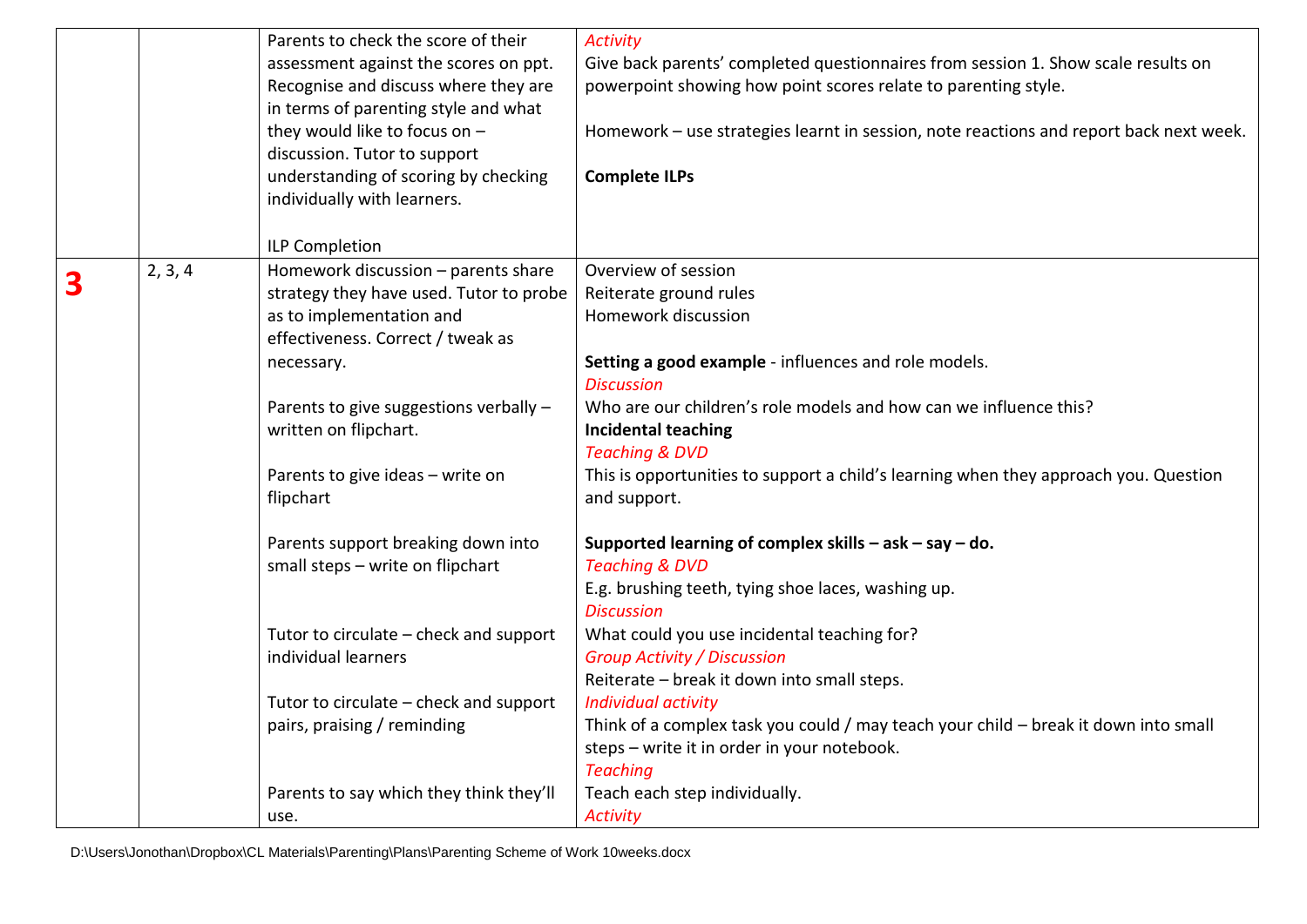| | | | |
|---|---|---|---|
| | | Parents to check the score of their assessment against the scores on ppt. Recognise and discuss where they are in terms of parenting style and what they would like to focus on – discussion. Tutor to support understanding of scoring by checking individually with learners.<br><br>ILP Completion | *Activity*<br>Give back parents' completed questionnaires from session 1. Show scale results on powerpoint showing how point scores relate to parenting style.<br><br>Homework – use strategies learnt in session, note reactions and report back next week.<br><br>**Complete ILPs** |
| **3** | 2, 3, 4 | Homework discussion – parents share strategy they have used. Tutor to probe as to implementation and effectiveness. Correct / tweak as necessary.<br><br>Parents to give suggestions verbally – written on flipchart.<br><br>Parents to give ideas – write on flipchart<br><br>Parents support breaking down into small steps – write on flipchart<br><br>Tutor to circulate – check and support individual learners<br><br>Tutor to circulate – check and support pairs, praising / reminding<br><br>Parents to say which they think they'll use. | Overview of session<br>Reiterate ground rules<br>Homework discussion<br><br>**Setting a good example** - influences and role models.<br>*Discussion*<br>Who are our children's role models and how can we influence this?<br>**Incidental teaching**<br>*Teaching & DVD*<br>This is opportunities to support a child's learning when they approach you. Question and support.<br><br>**Supported learning of complex skills – ask – say – do.**<br>*Teaching & DVD*<br>E.g. brushing teeth, tying shoe laces, washing up.<br>*Discussion*<br>What could you use incidental teaching for?<br>*Group Activity / Discussion*<br>Reiterate – break it down into small steps.<br>*Individual activity*<br>Think of a complex task you could / may teach your child – break it down into small steps – write it in order in your notebook.<br>*Teaching*<br>Teach each step individually.<br>*Activity* |

D:\Users\Jonothan\Dropbox\CL Materials\Parenting\Plans\Parenting Scheme of Work 10weeks.docx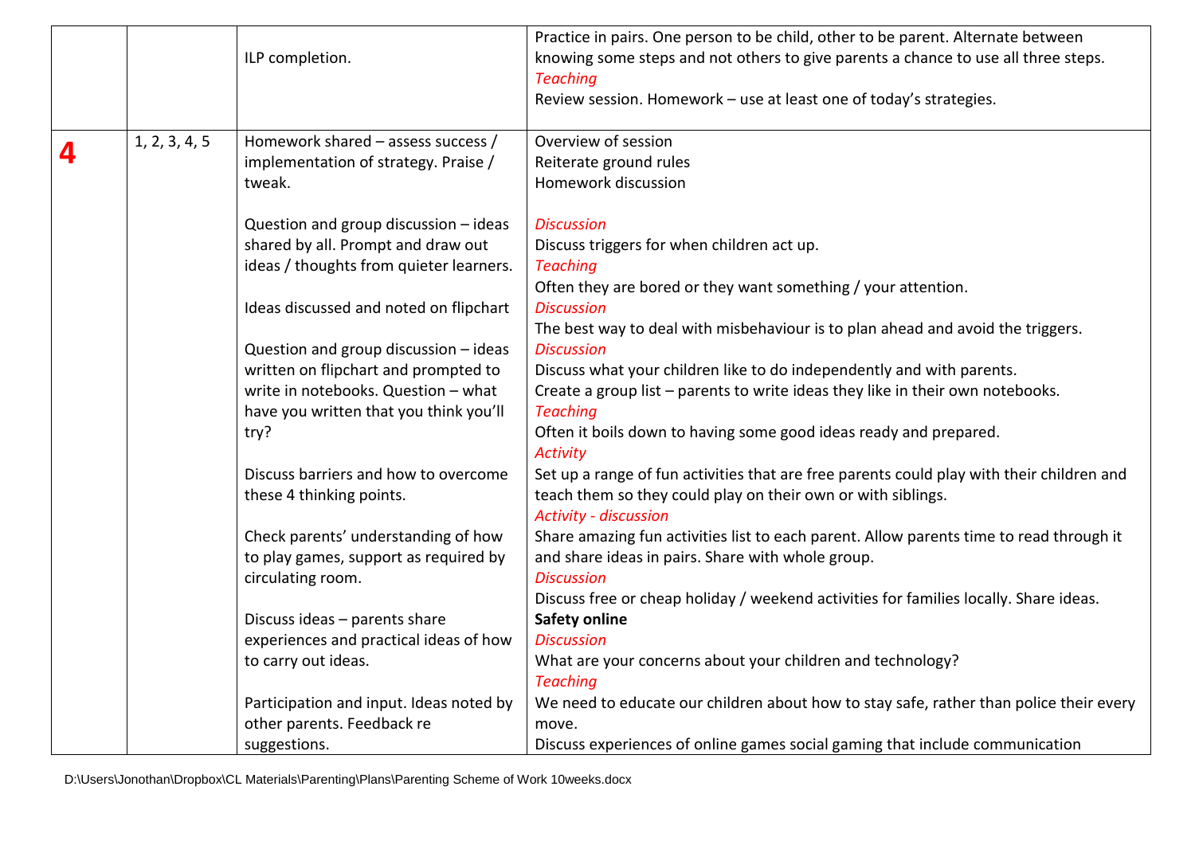| | | | |
|---|---|---|---|
| | | ILP completion. | Practice in pairs. One person to be child, other to be parent. Alternate between knowing some steps and not others to give parents a chance to use all three steps.<br>*Teaching*<br>Review session. Homework – use at least one of today's strategies. |
| **4** | 1, 2, 3, 4, 5 | Homework shared – assess success / implementation of strategy. Praise / tweak.<br><br>Question and group discussion – ideas shared by all. Prompt and draw out ideas / thoughts from quieter learners.<br><br>Ideas discussed and noted on flipchart<br><br>Question and group discussion – ideas written on flipchart and prompted to write in notebooks. Question – what have you written that you think you'll try?<br><br>Discuss barriers and how to overcome these 4 thinking points.<br><br>Check parents' understanding of how to play games, support as required by circulating room.<br><br>Discuss ideas – parents share experiences and practical ideas of how to carry out ideas.<br><br>Participation and input. Ideas noted by other parents. Feedback re suggestions. | Overview of session<br>Reiterate ground rules<br>Homework discussion<br><br>*Discussion*<br>Discuss triggers for when children act up.<br>*Teaching*<br>Often they are bored or they want something / your attention.<br>*Discussion*<br>The best way to deal with misbehaviour is to plan ahead and avoid the triggers.<br>*Discussion*<br>Discuss what your children like to do independently and with parents.<br>Create a group list – parents to write ideas they like in their own notebooks.<br>*Teaching*<br>Often it boils down to having some good ideas ready and prepared.<br>*Activity*<br>Set up a range of fun activities that are free parents could play with their children and teach them so they could play on their own or with siblings.<br>*Activity - discussion*<br>Share amazing fun activities list to each parent. Allow parents time to read through it and share ideas in pairs. Share with whole group.<br>*Discussion*<br>Discuss free or cheap holiday / weekend activities for families locally. Share ideas.<br>**Safety online**<br>*Discussion*<br>What are your concerns about your children and technology?<br>*Teaching*<br>We need to educate our children about how to stay safe, rather than police their every move.<br>Discuss experiences of online games social gaming that include communication |

D:\Users\Jonothan\Dropbox\CL Materials\Parenting\Plans\Parenting Scheme of Work 10weeks.docx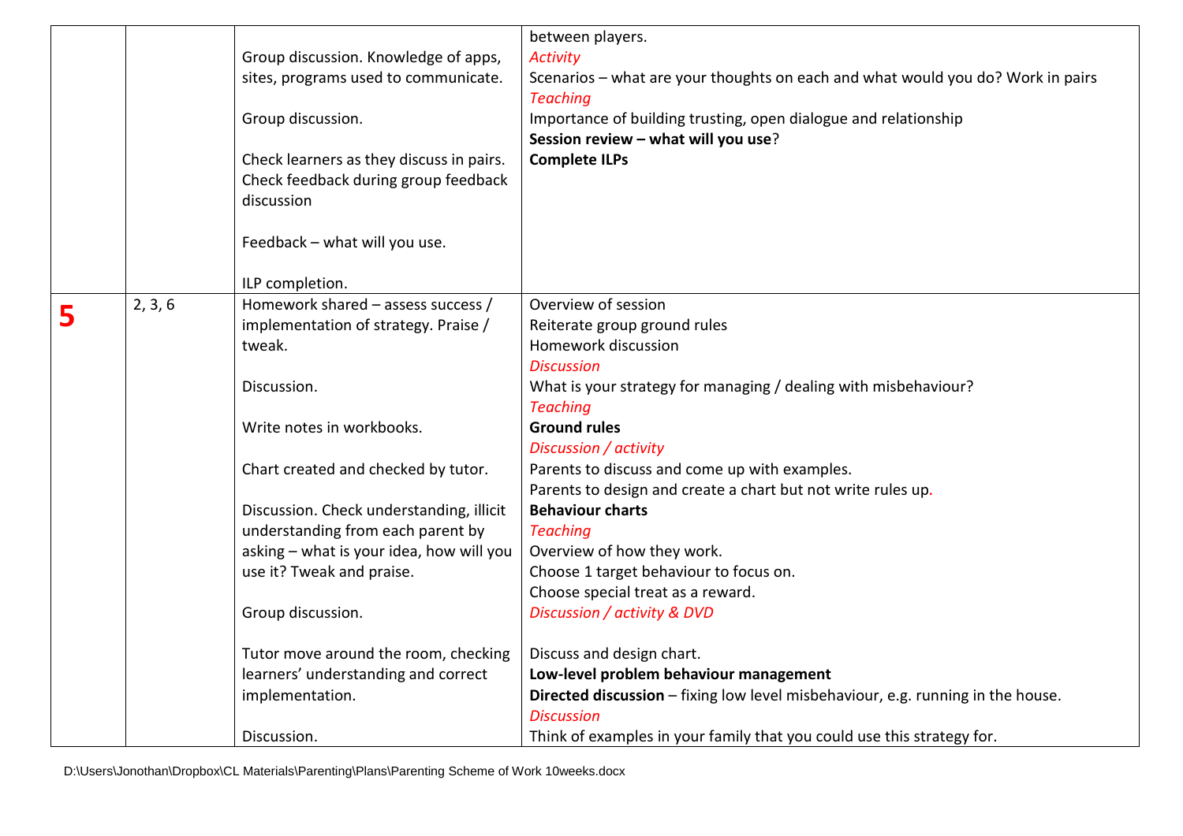| | | | |
|---|---|---|---|
| | | Group discussion. Knowledge of apps, sites, programs used to communicate.<br><br>Group discussion.<br><br>Check learners as they discuss in pairs. Check feedback during group feedback discussion<br><br>Feedback – what will you use.<br><br>ILP completion. | between players.<br>*Activity*<br>Scenarios – what are your thoughts on each and what would you do? Work in pairs<br>*Teaching*<br>Importance of building trusting, open dialogue and relationship<br>**Session review – what will you use**?<br>**Complete ILPs** |
| **5** | 2, 3, 6 | Homework shared – assess success / implementation of strategy. Praise / tweak.<br><br>Discussion.<br><br>Write notes in workbooks.<br><br>Chart created and checked by tutor.<br><br>Discussion. Check understanding, illicit understanding from each parent by asking – what is your idea, how will you use it? Tweak and praise.<br><br>Group discussion.<br><br>Tutor move around the room, checking learners' understanding and correct implementation.<br><br>Discussion. | Overview of session<br>Reiterate group ground rules<br>Homework discussion<br>*Discussion*<br>What is your strategy for managing / dealing with misbehaviour?<br>*Teaching*<br>**Ground rules**<br>*Discussion / activity*<br>Parents to discuss and come up with examples.<br>Parents to design and create a chart but not write rules up.<br>**Behaviour charts**<br>*Teaching*<br>Overview of how they work.<br>Choose 1 target behaviour to focus on.<br>Choose special treat as a reward.<br>*Discussion / activity & DVD*<br><br>Discuss and design chart.<br>**Low-level problem behaviour management**<br>**Directed discussion** – fixing low level misbehaviour, e.g. running in the house.<br>*Discussion*<br>Think of examples in your family that you could use this strategy for. |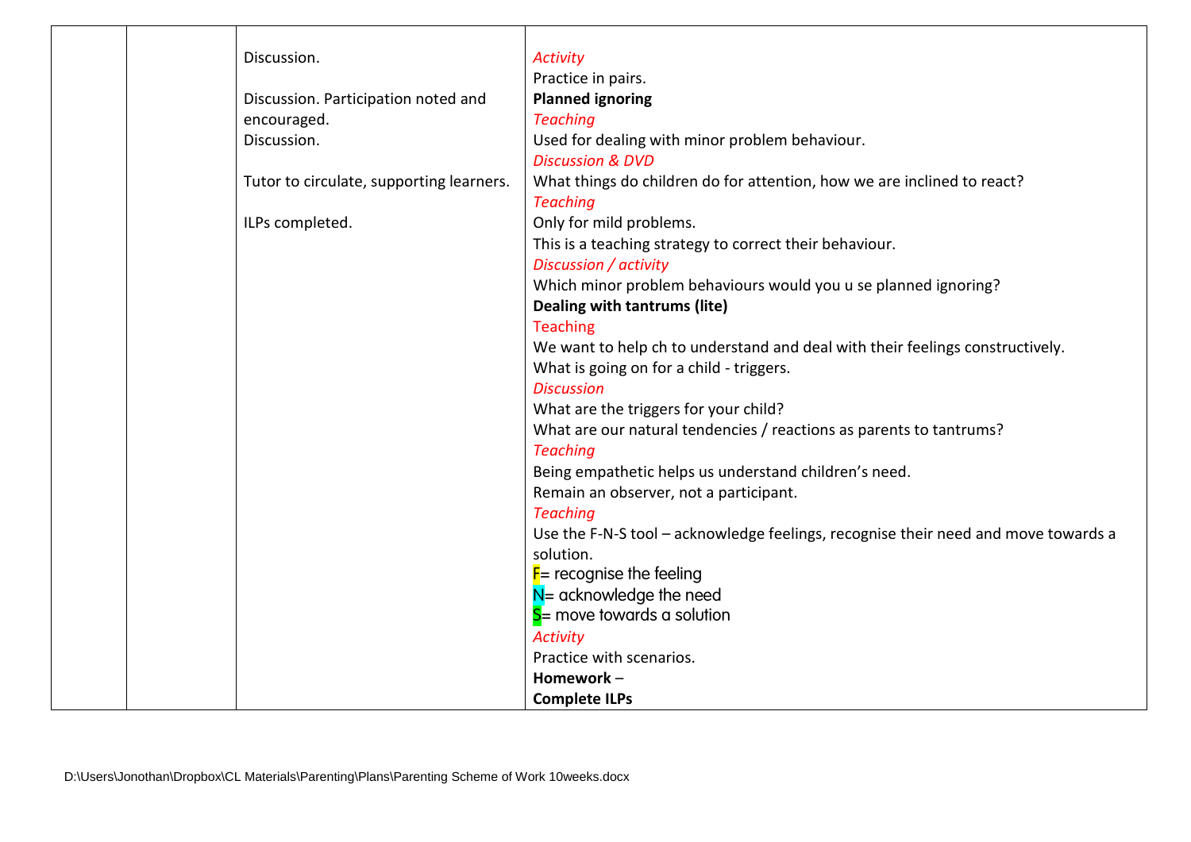| | | | |
|---|---|---|---|
| | | Discussion.<br><br>Discussion. Participation noted and encouraged.<br>Discussion.<br><br>Tutor to circulate, supporting learners.<br><br>ILPs completed. | *Activity*<br>Practice in pairs.<br>**Planned ignoring**<br>*Teaching*<br>Used for dealing with minor problem behaviour.<br>*Discussion & DVD*<br>What things do children do for attention, how we are inclined to react?<br>*Teaching*<br>Only for mild problems.<br>This is a teaching strategy to correct their behaviour.<br>*Discussion / activity*<br>Which minor problem behaviours would you u se planned ignoring?<br>**Dealing with tantrums (lite)**<br>Teaching<br>We want to help ch to understand and deal with their feelings constructively.<br>What is going on for a child - triggers.<br>*Discussion*<br>What are the triggers for your child?<br>What are our natural tendencies / reactions as parents to tantrums?<br>*Teaching*<br>Being empathetic helps us understand children's need.<br>Remain an observer, not a participant.<br>*Teaching*<br>Use the F-N-S tool – acknowledge feelings, recognise their need and move towards a solution.<br>F= recognise the feeling<br>N= acknowledge the need<br>S= move towards a solution<br>*Activity*<br>Practice with scenarios.<br>**Homework** –<br>**Complete ILPs** |

D:\Users\Jonothan\Dropbox\CL Materials\Parenting\Plans\Parenting Scheme of Work 10weeks.docx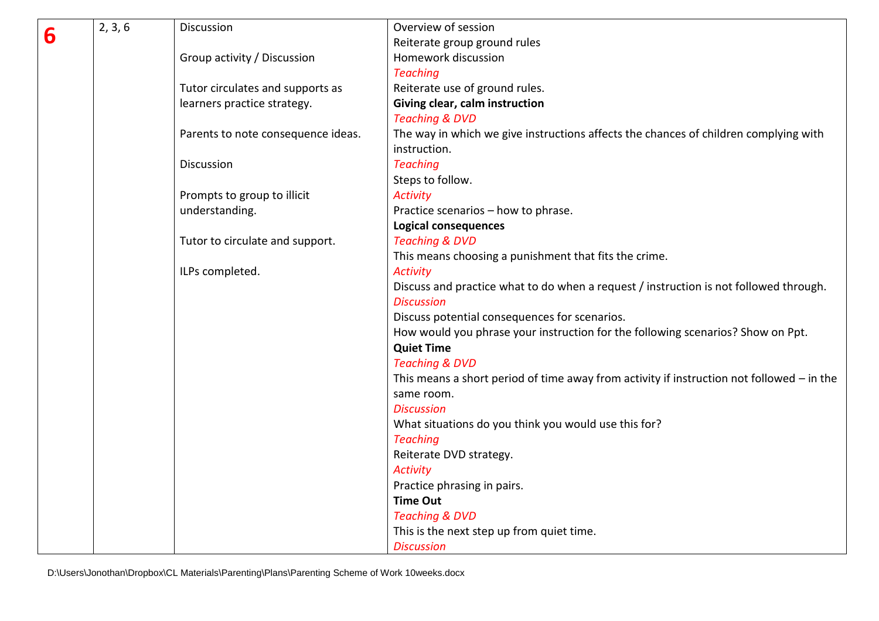| | | | |
|---|---|---|---|
| **6** | 2, 3, 6 | Discussion<br><br>Group activity / Discussion<br><br>Tutor circulates and supports as learners practice strategy.<br><br>Parents to note consequence ideas.<br><br>Discussion<br><br>Prompts to group to illicit understanding.<br><br>Tutor to circulate and support.<br><br>ILPs completed. | Overview of session<br>Reiterate group ground rules<br>Homework discussion<br>*Teaching*<br>Reiterate use of ground rules.<br>**Giving clear, calm instruction**<br>*Teaching & DVD*<br>The way in which we give instructions affects the chances of children complying with instruction.<br>*Teaching*<br>Steps to follow.<br>*Activity*<br>Practice scenarios – how to phrase.<br>**Logical consequences**<br>*Teaching & DVD*<br>This means choosing a punishment that fits the crime.<br>*Activity*<br>Discuss and practice what to do when a request / instruction is not followed through.<br>*Discussion*<br>Discuss potential consequences for scenarios.<br>How would you phrase your instruction for the following scenarios? Show on Ppt.<br>**Quiet Time**<br>*Teaching & DVD*<br>This means a short period of time away from activity if instruction not followed – in the same room.<br>*Discussion*<br>What situations do you think you would use this for?<br>*Teaching*<br>Reiterate DVD strategy.<br>*Activity*<br>Practice phrasing in pairs.<br>**Time Out**<br>*Teaching & DVD*<br>This is the next step up from quiet time.<br>*Discussion* |

D:\Users\Jonothan\Dropbox\CL Materials\Parenting\Plans\Parenting Scheme of Work 10weeks.docx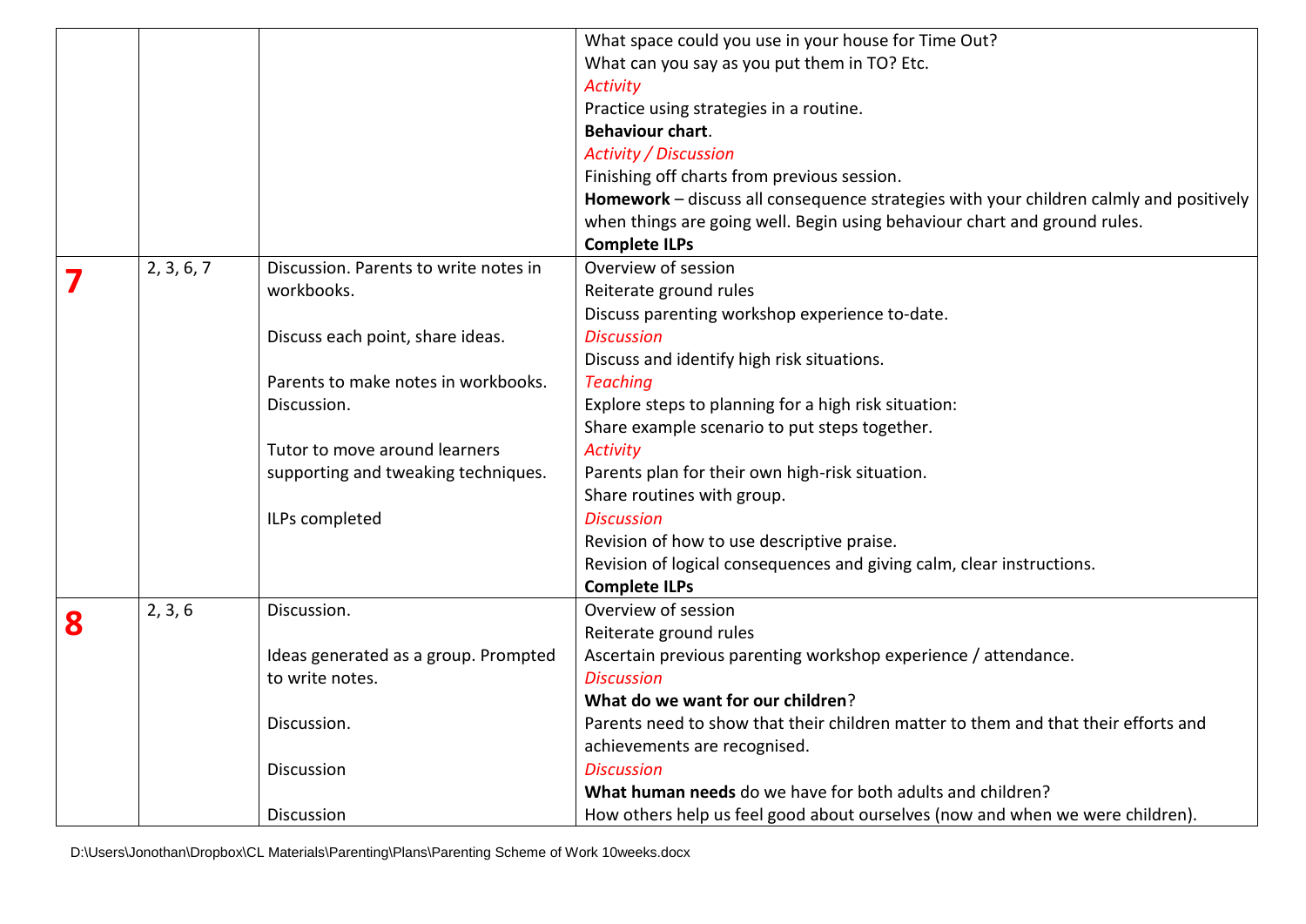| | | | |
|---|---|---|---|
| | | | What space could you use in your house for Time Out?<br>What can you say as you put them in TO? Etc.<br>*Activity*<br>Practice using strategies in a routine.<br>**Behaviour chart**.<br>*Activity / Discussion*<br>Finishing off charts from previous session.<br>**Homework** – discuss all consequence strategies with your children calmly and positively when things are going well. Begin using behaviour chart and ground rules.<br>**Complete ILPs** |
| **7** | 2, 3, 6, 7 | Discussion. Parents to write notes in workbooks.<br><br>Discuss each point, share ideas.<br><br>Parents to make notes in workbooks.<br>Discussion.<br><br>Tutor to move around learners supporting and tweaking techniques.<br><br>ILPs completed | Overview of session<br>Reiterate ground rules<br>Discuss parenting workshop experience to-date.<br>*Discussion*<br>Discuss and identify high risk situations.<br>*Teaching*<br>Explore steps to planning for a high risk situation:<br>Share example scenario to put steps together.<br>*Activity*<br>Parents plan for their own high-risk situation.<br>Share routines with group.<br>*Discussion*<br>Revision of how to use descriptive praise.<br>Revision of logical consequences and giving calm, clear instructions.<br>**Complete ILPs** |
| **8** | 2, 3, 6 | Discussion.<br><br>Ideas generated as a group. Prompted to write notes.<br><br>Discussion.<br><br>Discussion<br><br>Discussion | Overview of session<br>Reiterate ground rules<br>Ascertain previous parenting workshop experience / attendance.<br>*Discussion*<br>**What do we want for our children**?<br>Parents need to show that their children matter to them and that their efforts and achievements are recognised.<br>*Discussion*<br>**What human needs** do we have for both adults and children?<br>How others help us feel good about ourselves (now and when we were children). |

D:\Users\Jonothan\Dropbox\CL Materials\Parenting\Plans\Parenting Scheme of Work 10weeks.docx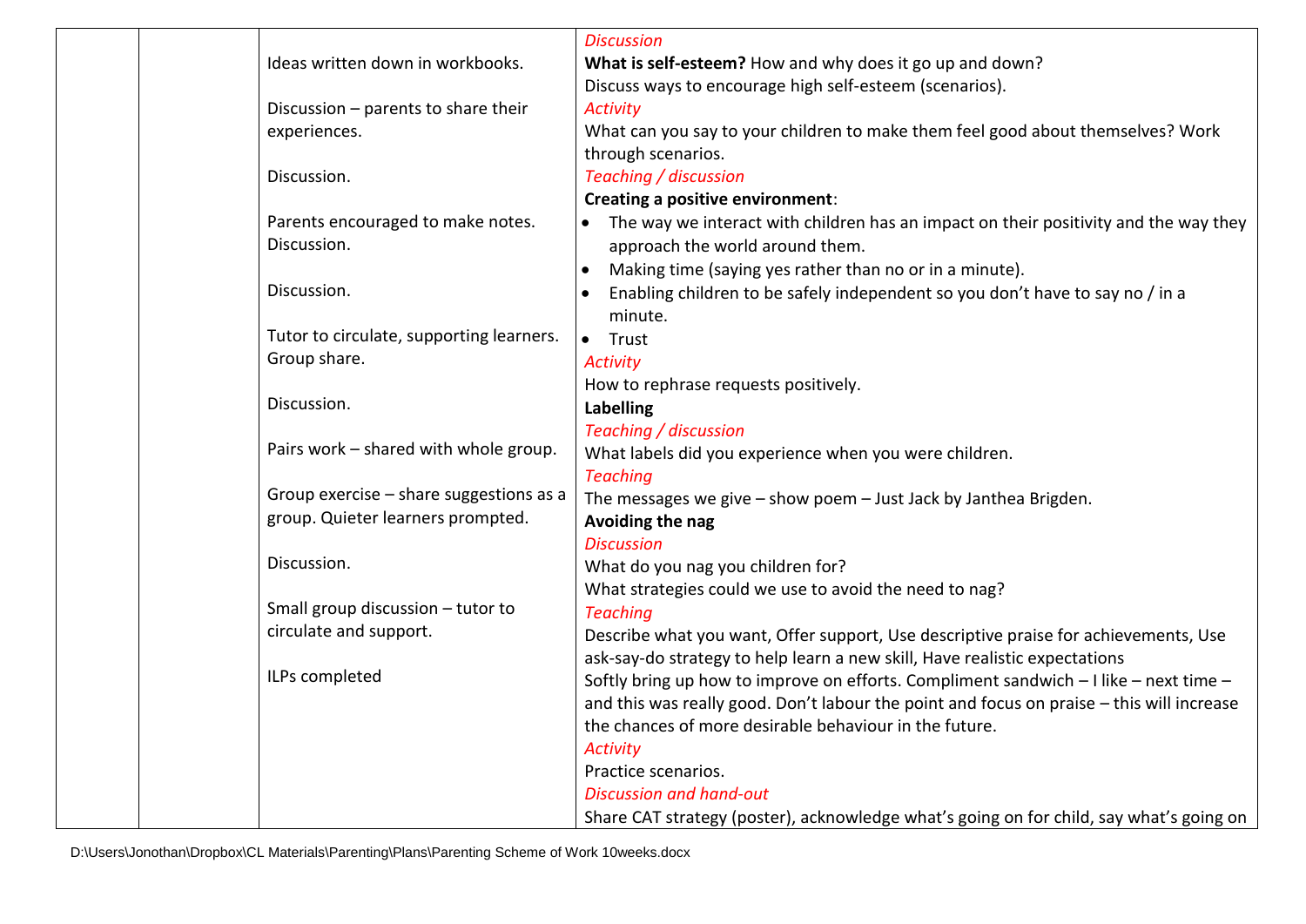| | | | |
|---|---|---|---|
| | | Ideas written down in workbooks.<br><br>Discussion – parents to share their experiences.<br><br>Discussion.<br><br>Parents encouraged to make notes. Discussion.<br><br>Discussion.<br><br>Tutor to circulate, supporting learners. Group share.<br><br>Discussion.<br><br>Pairs work – shared with whole group.<br><br>Group exercise – share suggestions as a group. Quieter learners prompted.<br><br>Discussion.<br><br>Small group discussion – tutor to circulate and support.<br><br>ILPs completed | *Discussion*<br>**What is self-esteem?** How and why does it go up and down?<br>Discuss ways to encourage high self-esteem (scenarios).<br>*Activity*<br>What can you say to your children to make them feel good about themselves? Work through scenarios.<br>*Teaching / discussion*<br>**Creating a positive environment**:<br>• The way we interact with children has an impact on their positivity and the way they approach the world around them.<br>• Making time (saying yes rather than no or in a minute).<br>• Enabling children to be safely independent so you don't have to say no / in a minute.<br>• Trust<br>*Activity*<br>How to rephrase requests positively.<br>**Labelling**<br>*Teaching / discussion*<br>What labels did you experience when you were children.<br>*Teaching*<br>The messages we give – show poem – Just Jack by Janthea Brigden.<br>**Avoiding the nag**<br>*Discussion*<br>What do you nag you children for?<br>What strategies could we use to avoid the need to nag?<br>*Teaching*<br>Describe what you want, Offer support, Use descriptive praise for achievements, Use ask-say-do strategy to help learn a new skill, Have realistic expectations<br>Softly bring up how to improve on efforts. Compliment sandwich – I like – next time – and this was really good. Don't labour the point and focus on praise – this will increase the chances of more desirable behaviour in the future.<br>*Activity*<br>Practice scenarios.<br>*Discussion and hand-out*<br>Share CAT strategy (poster), acknowledge what's going on for child, say what's going on |

D:\Users\Jonothan\Dropbox\CL Materials\Parenting\Plans\Parenting Scheme of Work 10weeks.docx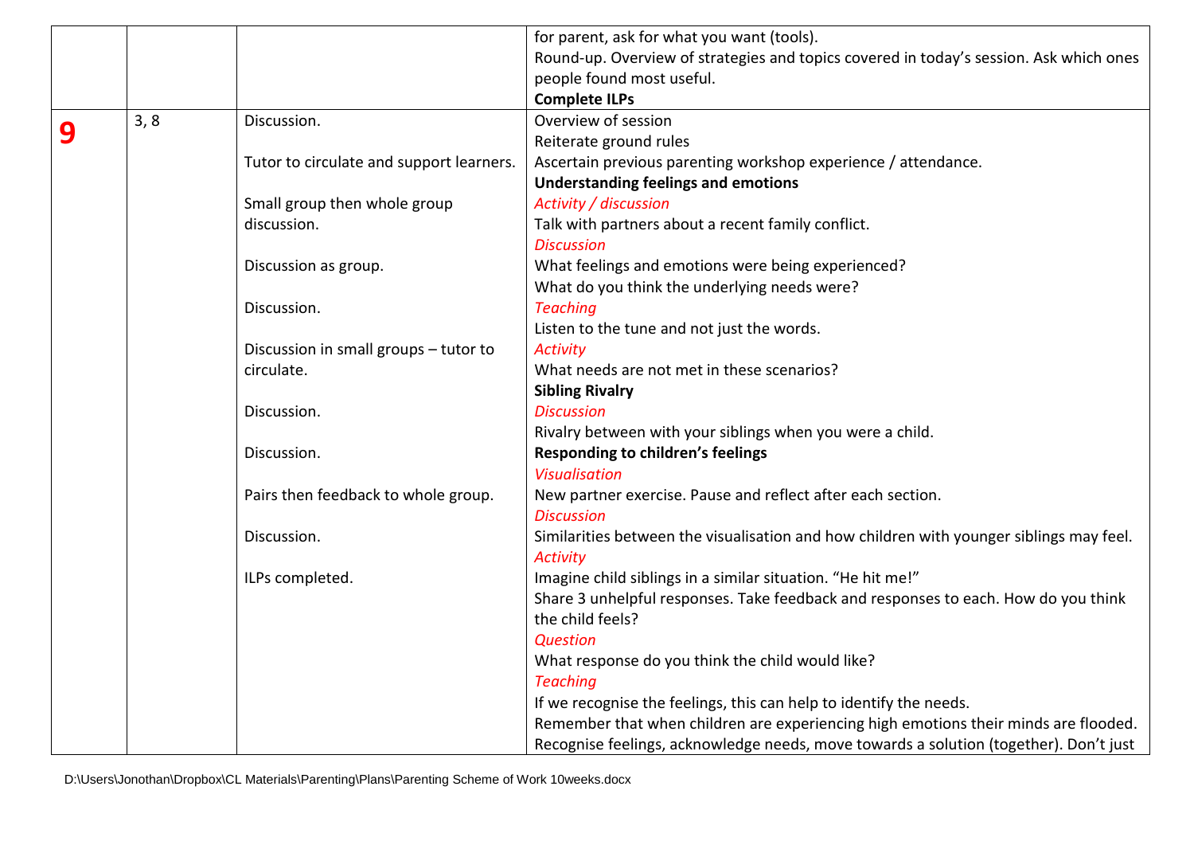| | | | |
|---|---|---|---|
| | | | for parent, ask for what you want (tools).<br>Round-up. Overview of strategies and topics covered in today's session. Ask which ones people found most useful.<br>**Complete ILPs** |
| **9** | 3, 8 | Discussion.<br><br>Tutor to circulate and support learners.<br><br>Small group then whole group discussion.<br><br>Discussion as group.<br><br>Discussion.<br><br>Discussion in small groups – tutor to circulate.<br><br>Discussion.<br><br>Discussion.<br><br>Pairs then feedback to whole group.<br><br>Discussion.<br><br>ILPs completed. | Overview of session<br>Reiterate ground rules<br>Ascertain previous parenting workshop experience / attendance.<br>**Understanding feelings and emotions**<br>*Activity / discussion*<br>Talk with partners about a recent family conflict.<br>*Discussion*<br>What feelings and emotions were being experienced?<br>What do you think the underlying needs were?<br>*Teaching*<br>Listen to the tune and not just the words.<br>*Activity*<br>What needs are not met in these scenarios?<br>**Sibling Rivalry**<br>*Discussion*<br>Rivalry between with your siblings when you were a child.<br>**Responding to children's feelings**<br>*Visualisation*<br>New partner exercise. Pause and reflect after each section.<br>*Discussion*<br>Similarities between the visualisation and how children with younger siblings may feel.<br>*Activity*<br>Imagine child siblings in a similar situation. "He hit me!"<br>Share 3 unhelpful responses. Take feedback and responses to each. How do you think the child feels?<br>*Question*<br>What response do you think the child would like?<br>*Teaching*<br>If we recognise the feelings, this can help to identify the needs.<br>Remember that when children are experiencing high emotions their minds are flooded.<br>Recognise feelings, acknowledge needs, move towards a solution (together). Don't just |

D:\Users\Jonothan\Dropbox\CL Materials\Parenting\Plans\Parenting Scheme of Work 10weeks.docx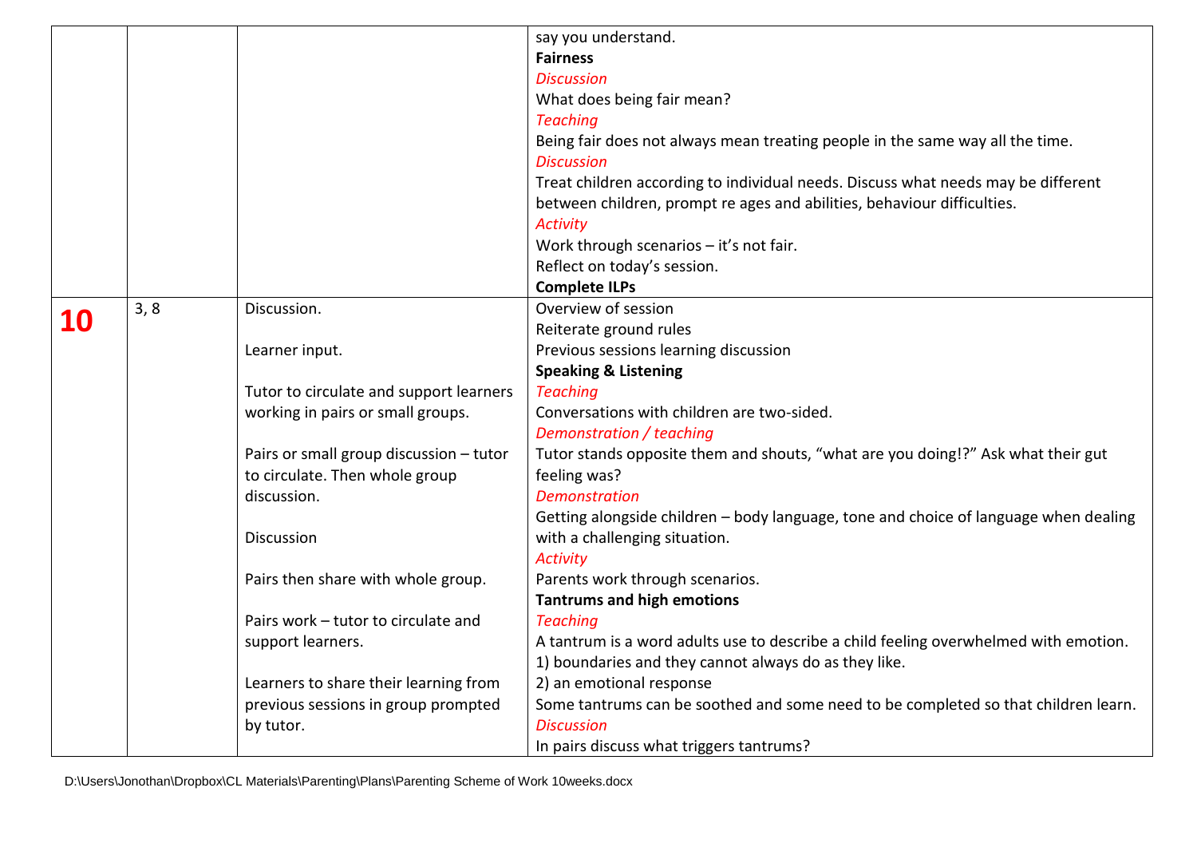| | | | |
|---|---|---|---|
| | | | say you understand.<br>**Fairness**<br>*Discussion*<br>What does being fair mean?<br>*Teaching*<br>Being fair does not always mean treating people in the same way all the time.<br>*Discussion*<br>Treat children according to individual needs. Discuss what needs may be different between children, prompt re ages and abilities, behaviour difficulties.<br>*Activity*<br>Work through scenarios – it's not fair.<br>Reflect on today's session.<br>**Complete ILPs** |
| **10** | 3, 8 | Discussion.<br><br>Learner input.<br><br>Tutor to circulate and support learners working in pairs or small groups.<br><br>Pairs or small group discussion – tutor to circulate. Then whole group discussion.<br><br>Discussion<br><br>Pairs then share with whole group.<br><br>Pairs work – tutor to circulate and support learners.<br><br>Learners to share their learning from previous sessions in group prompted by tutor. | Overview of session<br>Reiterate ground rules<br>Previous sessions learning discussion<br>**Speaking & Listening**<br>*Teaching*<br>Conversations with children are two-sided.<br>*Demonstration / teaching*<br>Tutor stands opposite them and shouts, "what are you doing!?" Ask what their gut feeling was?<br>*Demonstration*<br>Getting alongside children – body language, tone and choice of language when dealing with a challenging situation.<br>*Activity*<br>Parents work through scenarios.<br>**Tantrums and high emotions**<br>*Teaching*<br>A tantrum is a word adults use to describe a child feeling overwhelmed with emotion.<br>1) boundaries and they cannot always do as they like.<br>2) an emotional response<br>Some tantrums can be soothed and some need to be completed so that children learn.<br>*Discussion*<br>In pairs discuss what triggers tantrums? |

D:\Users\Jonothan\Dropbox\CL Materials\Parenting\Plans\Parenting Scheme of Work 10weeks.docx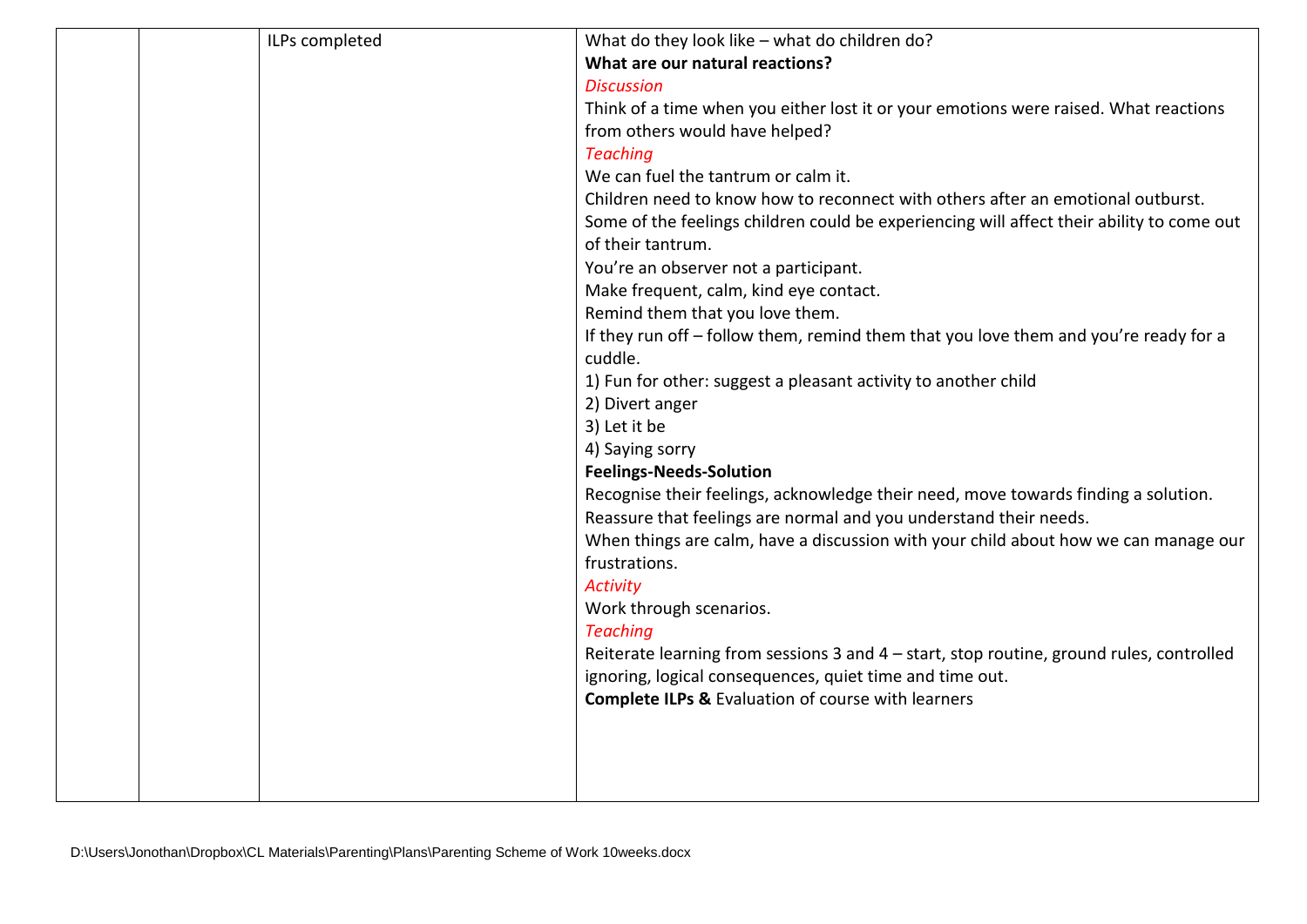|  |  | ILPs completed | What do they look like – what do children do?<br>**What are our natural reactions?**<br>*Discussion*<br>Think of a time when you either lost it or your emotions were raised. What reactions from others would have helped?<br>*Teaching*<br>We can fuel the tantrum or calm it.<br>Children need to know how to reconnect with others after an emotional outburst.<br>Some of the feelings children could be experiencing will affect their ability to come out of their tantrum.<br>You're an observer not a participant.<br>Make frequent, calm, kind eye contact.<br>Remind them that you love them.<br>If they run off – follow them, remind them that you love them and you're ready for a cuddle.<br>1) Fun for other: suggest a pleasant activity to another child<br>2) Divert anger<br>3) Let it be<br>4) Saying sorry<br>**Feelings-Needs-Solution**<br>Recognise their feelings, acknowledge their need, move towards finding a solution.<br>Reassure that feelings are normal and you understand their needs.<br>When things are calm, have a discussion with your child about how we can manage our frustrations.<br>*Activity*<br>Work through scenarios.<br>*Teaching*<br>Reiterate learning from sessions 3 and 4 – start, stop routine, ground rules, controlled ignoring, logical consequences, quiet time and time out.<br>**Complete ILPs &** Evaluation of course with learners |
|---|---|---|---|

D:\Users\Jonothan\Dropbox\CL Materials\Parenting\Plans\Parenting Scheme of Work 10weeks.docx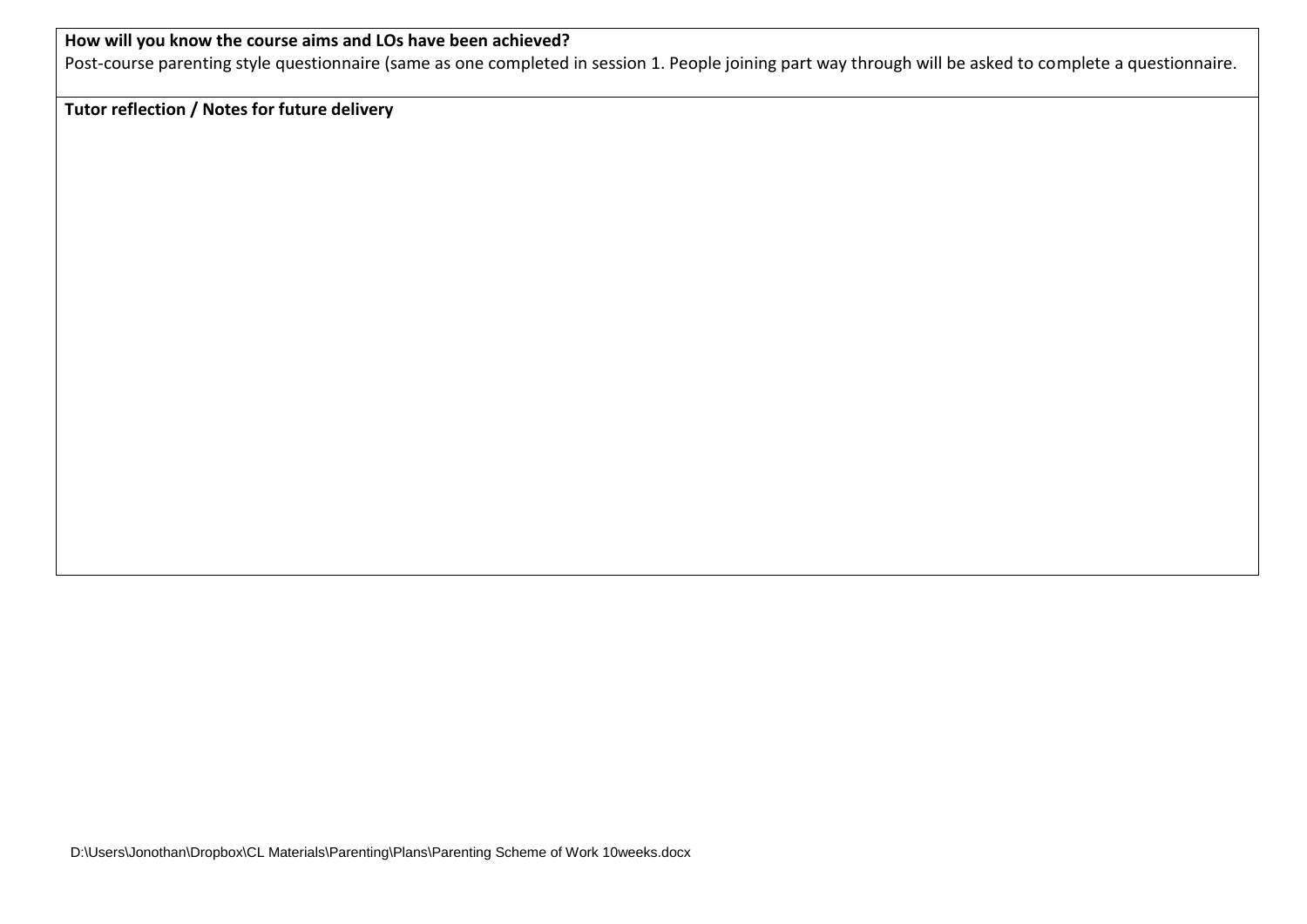**How will you know the course aims and LOs have been achieved?**

Post-course parenting style questionnaire (same as one completed in session 1. People joining part way through will be asked to complete a questionnaire.

**Tutor reflection / Notes for future delivery**